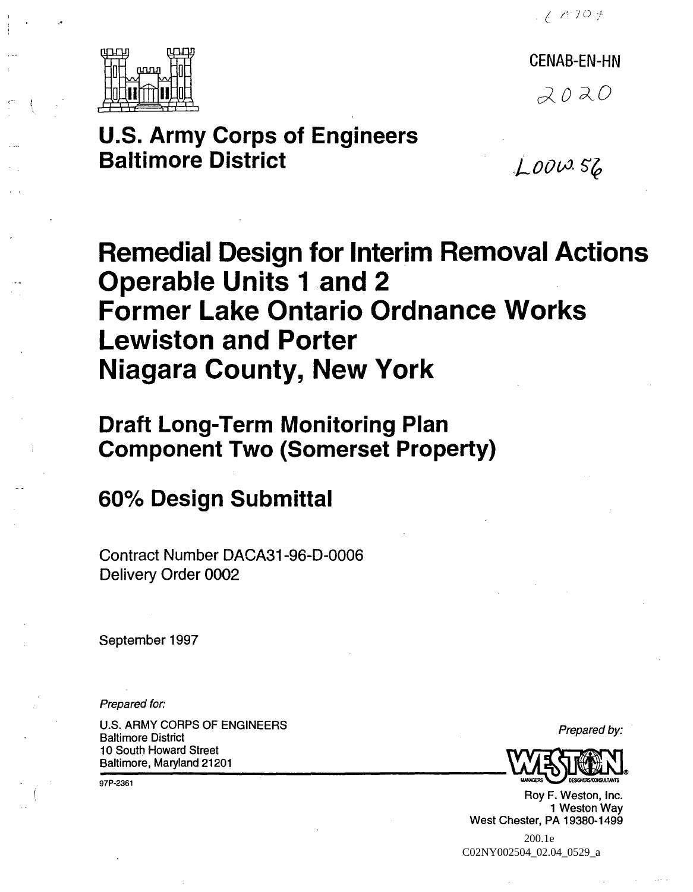CENAB-EN-HN

2020

L00W.56

**U.S. Army Corps of Engineers**
**Baltimore District**

# Remedial Design for Interim Removal Actions Operable Units 1 and 2 Former Lake Ontario Ordnance Works Lewiston and Porter Niagara County, New York

## Draft Long-Term Monitoring Plan Component Two (Somerset Property)

## 60% Design Submittal

Contract Number DACA31-96-D-0006
Delivery Order 0002

September 1997

*Prepared for:*

U.S. ARMY CORPS OF ENGINEERS
Baltimore District
10 South Howard Street
Baltimore, Maryland 21201

97P-2361

*Prepared by:*

WESTON
MANAGERS DESIGNERS/CONSULTANTS

Roy F. Weston, Inc.
1 Weston Way
West Chester, PA 19380-1499

200.1e
C02NY002504_02.04_0529_a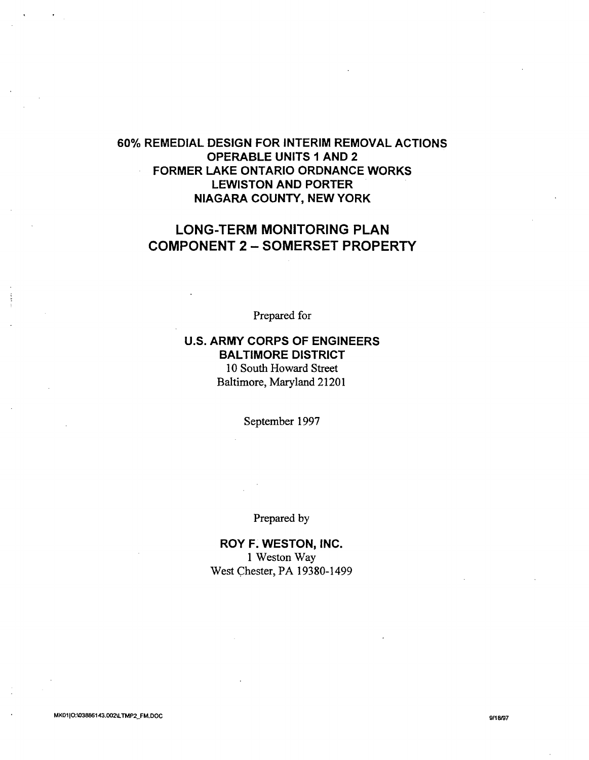# 60% REMEDIAL DESIGN FOR INTERIM REMOVAL ACTIONS
# OPERABLE UNITS 1 AND 2
# FORMER LAKE ONTARIO ORDNANCE WORKS
# LEWISTON AND PORTER
# NIAGARA COUNTY, NEW YORK

## LONG-TERM MONITORING PLAN
## COMPONENT 2 – SOMERSET PROPERTY

Prepared for

**U.S. ARMY CORPS OF ENGINEERS**
**BALTIMORE DISTRICT**
10 South Howard Street
Baltimore, Maryland 21201

September 1997

Prepared by

**ROY F. WESTON, INC.**
1 Weston Way
West Chester, PA 19380-1499

MK01|O:\03886143.002\LTMP2_FM.DOC 9/18/97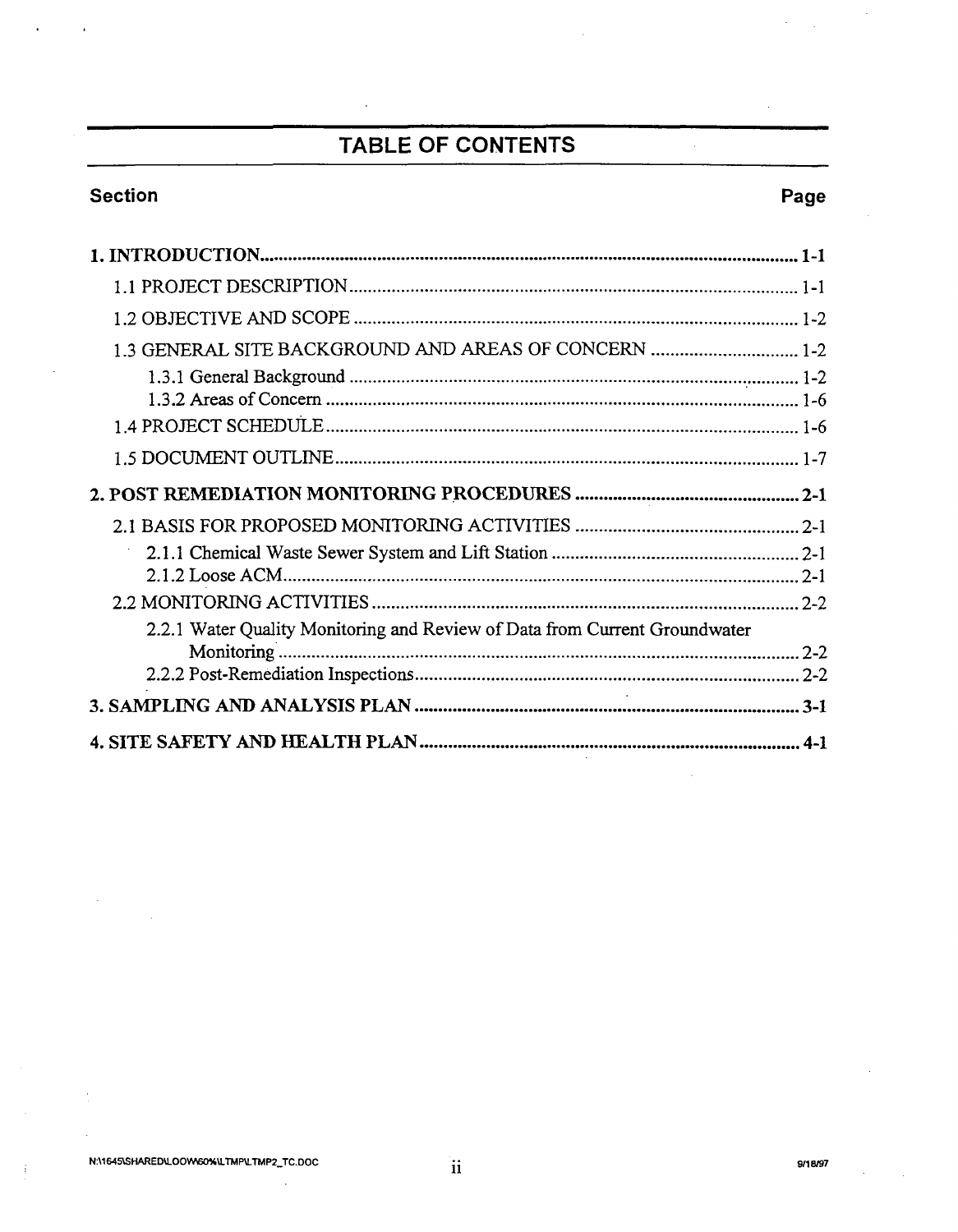# TABLE OF CONTENTS

| Section | Page |
|---|---|
| **1. INTRODUCTION** | **1-1** |
| 1.1 PROJECT DESCRIPTION | 1-1 |
| 1.2 OBJECTIVE AND SCOPE | 1-2 |
| 1.3 GENERAL SITE BACKGROUND AND AREAS OF CONCERN | 1-2 |
| 1.3.1 General Background | 1-2 |
| 1.3.2 Areas of Concern | 1-6 |
| 1.4 PROJECT SCHEDULE | 1-6 |
| 1.5 DOCUMENT OUTLINE | 1-7 |
| **2. POST REMEDIATION MONITORING PROCEDURES** | **2-1** |
| 2.1 BASIS FOR PROPOSED MONITORING ACTIVITIES | 2-1 |
| 2.1.1 Chemical Waste Sewer System and Lift Station | 2-1 |
| 2.1.2 Loose ACM | 2-1 |
| 2.2 MONITORING ACTIVITIES | 2-2 |
| 2.2.1 Water Quality Monitoring and Review of Data from Current Groundwater Monitoring | 2-2 |
| 2.2.2 Post-Remediation Inspections | 2-2 |
| **3. SAMPLING AND ANALYSIS PLAN** | **3-1** |
| **4. SITE SAFETY AND HEALTH PLAN** | **4-1** |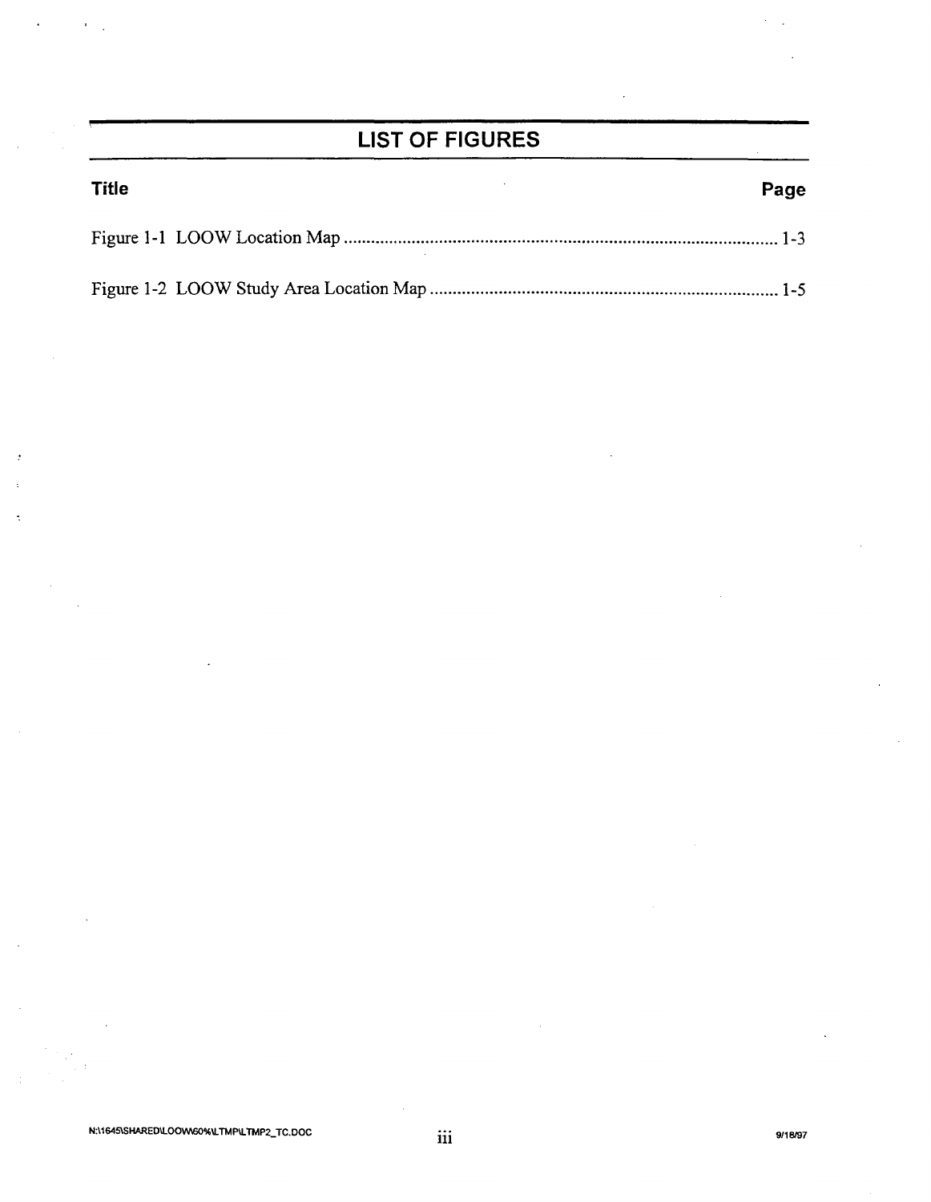# LIST OF FIGURES

| Title | Page |
|---|---|
| Figure 1-1 LOOW Location Map | 1-3 |
| Figure 1-2 LOOW Study Area Location Map | 1-5 |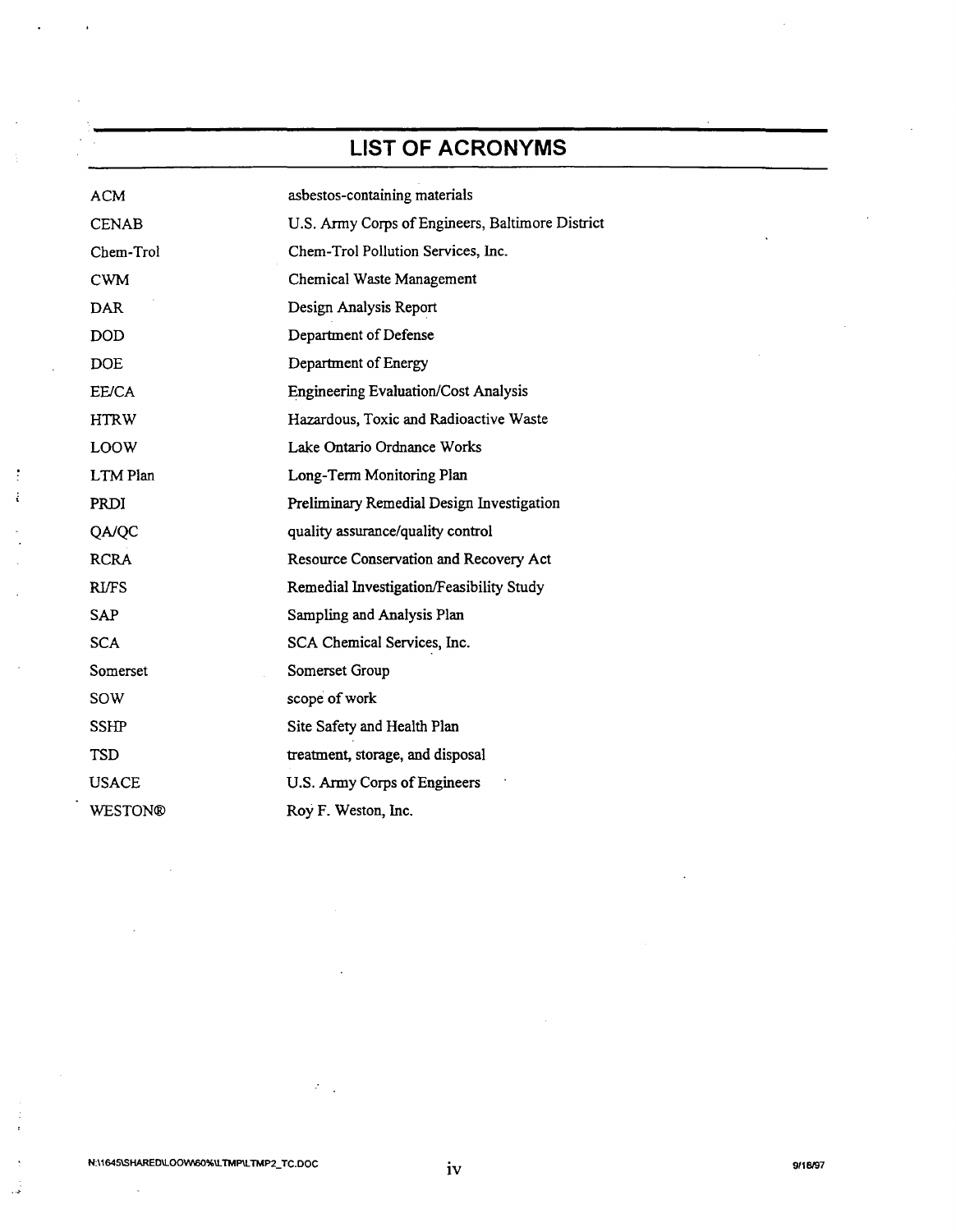# LIST OF ACRONYMS

| | |
|---|---|
| ACM | asbestos-containing materials |
| CENAB | U.S. Army Corps of Engineers, Baltimore District |
| Chem-Trol | Chem-Trol Pollution Services, Inc. |
| CWM | Chemical Waste Management |
| DAR | Design Analysis Report |
| DOD | Department of Defense |
| DOE | Department of Energy |
| EE/CA | Engineering Evaluation/Cost Analysis |
| HTRW | Hazardous, Toxic and Radioactive Waste |
| LOOW | Lake Ontario Ordnance Works |
| LTM Plan | Long-Term Monitoring Plan |
| PRDI | Preliminary Remedial Design Investigation |
| QA/QC | quality assurance/quality control |
| RCRA | Resource Conservation and Recovery Act |
| RI/FS | Remedial Investigation/Feasibility Study |
| SAP | Sampling and Analysis Plan |
| SCA | SCA Chemical Services, Inc. |
| Somerset | Somerset Group |
| SOW | scope of work |
| SSHP | Site Safety and Health Plan |
| TSD | treatment, storage, and disposal |
| USACE | U.S. Army Corps of Engineers |
| WESTON® | Roy F. Weston, Inc. |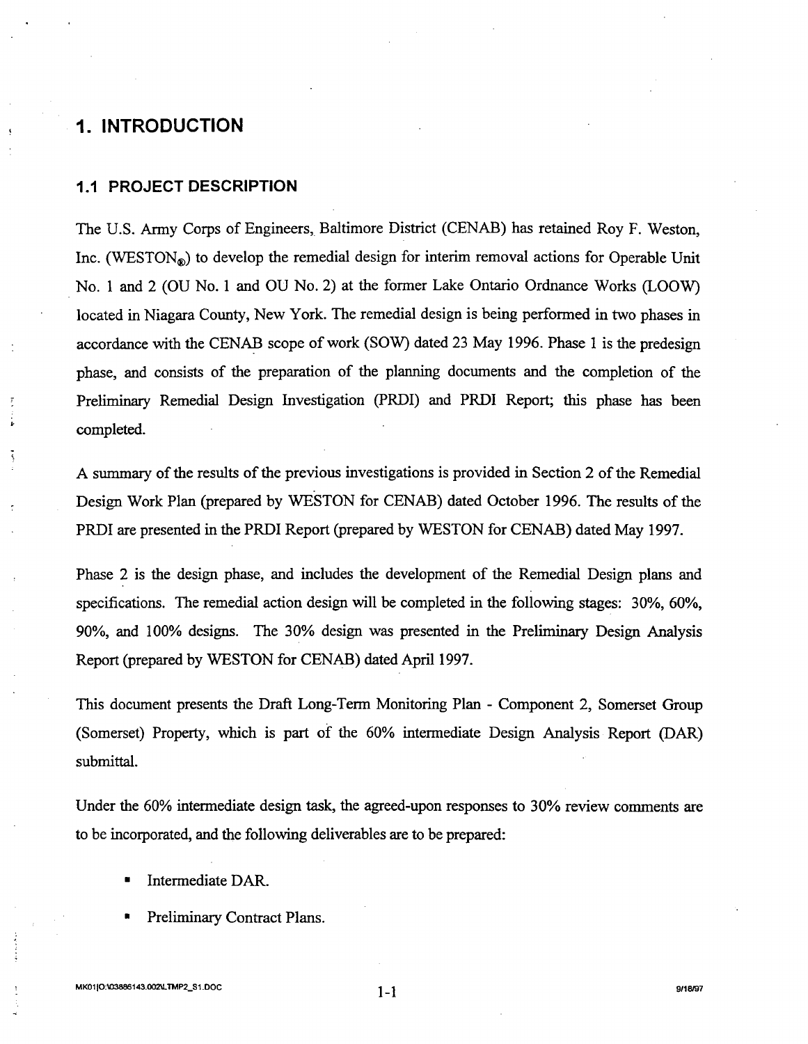# 1. INTRODUCTION

## 1.1 PROJECT DESCRIPTION

The U.S. Army Corps of Engineers, Baltimore District (CENAB) has retained Roy F. Weston, Inc. (WESTON®) to develop the remedial design for interim removal actions for Operable Unit No. 1 and 2 (OU No. 1 and OU No. 2) at the former Lake Ontario Ordnance Works (LOOW) located in Niagara County, New York. The remedial design is being performed in two phases in accordance with the CENAB scope of work (SOW) dated 23 May 1996. Phase 1 is the predesign phase, and consists of the preparation of the planning documents and the completion of the Preliminary Remedial Design Investigation (PRDI) and PRDI Report; this phase has been completed.

A summary of the results of the previous investigations is provided in Section 2 of the Remedial Design Work Plan (prepared by WESTON for CENAB) dated October 1996. The results of the PRDI are presented in the PRDI Report (prepared by WESTON for CENAB) dated May 1997.

Phase 2 is the design phase, and includes the development of the Remedial Design plans and specifications. The remedial action design will be completed in the following stages: 30%, 60%, 90%, and 100% designs. The 30% design was presented in the Preliminary Design Analysis Report (prepared by WESTON for CENAB) dated April 1997.

This document presents the Draft Long-Term Monitoring Plan - Component 2, Somerset Group (Somerset) Property, which is part of the 60% intermediate Design Analysis Report (DAR) submittal.

Under the 60% intermediate design task, the agreed-upon responses to 30% review comments are to be incorporated, and the following deliverables are to be prepared:

- Intermediate DAR.
- Preliminary Contract Plans.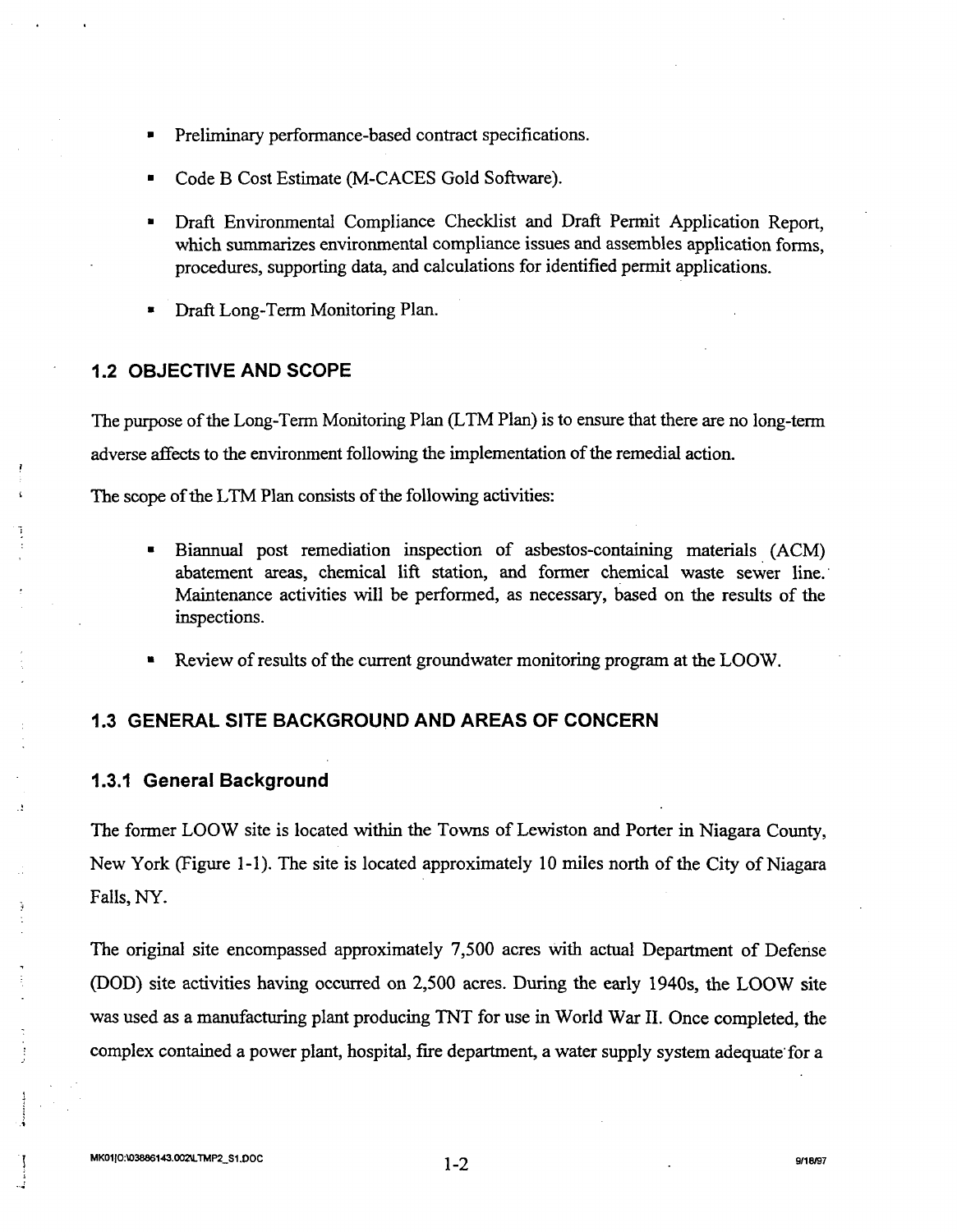- Preliminary performance-based contract specifications.
- Code B Cost Estimate (M-CACES Gold Software).
- Draft Environmental Compliance Checklist and Draft Permit Application Report, which summarizes environmental compliance issues and assembles application forms, procedures, supporting data, and calculations for identified permit applications.
- Draft Long-Term Monitoring Plan.

## 1.2 OBJECTIVE AND SCOPE

The purpose of the Long-Term Monitoring Plan (LTM Plan) is to ensure that there are no long-term adverse affects to the environment following the implementation of the remedial action.

The scope of the LTM Plan consists of the following activities:

- Biannual post remediation inspection of asbestos-containing materials (ACM) abatement areas, chemical lift station, and former chemical waste sewer line. Maintenance activities will be performed, as necessary, based on the results of the inspections.
- Review of results of the current groundwater monitoring program at the LOOW.

## 1.3 GENERAL SITE BACKGROUND AND AREAS OF CONCERN

### 1.3.1 General Background

The former LOOW site is located within the Towns of Lewiston and Porter in Niagara County, New York (Figure 1-1). The site is located approximately 10 miles north of the City of Niagara Falls, NY.

The original site encompassed approximately 7,500 acres with actual Department of Defense (DOD) site activities having occurred on 2,500 acres. During the early 1940s, the LOOW site was used as a manufacturing plant producing TNT for use in World War II. Once completed, the complex contained a power plant, hospital, fire department, a water supply system adequate for a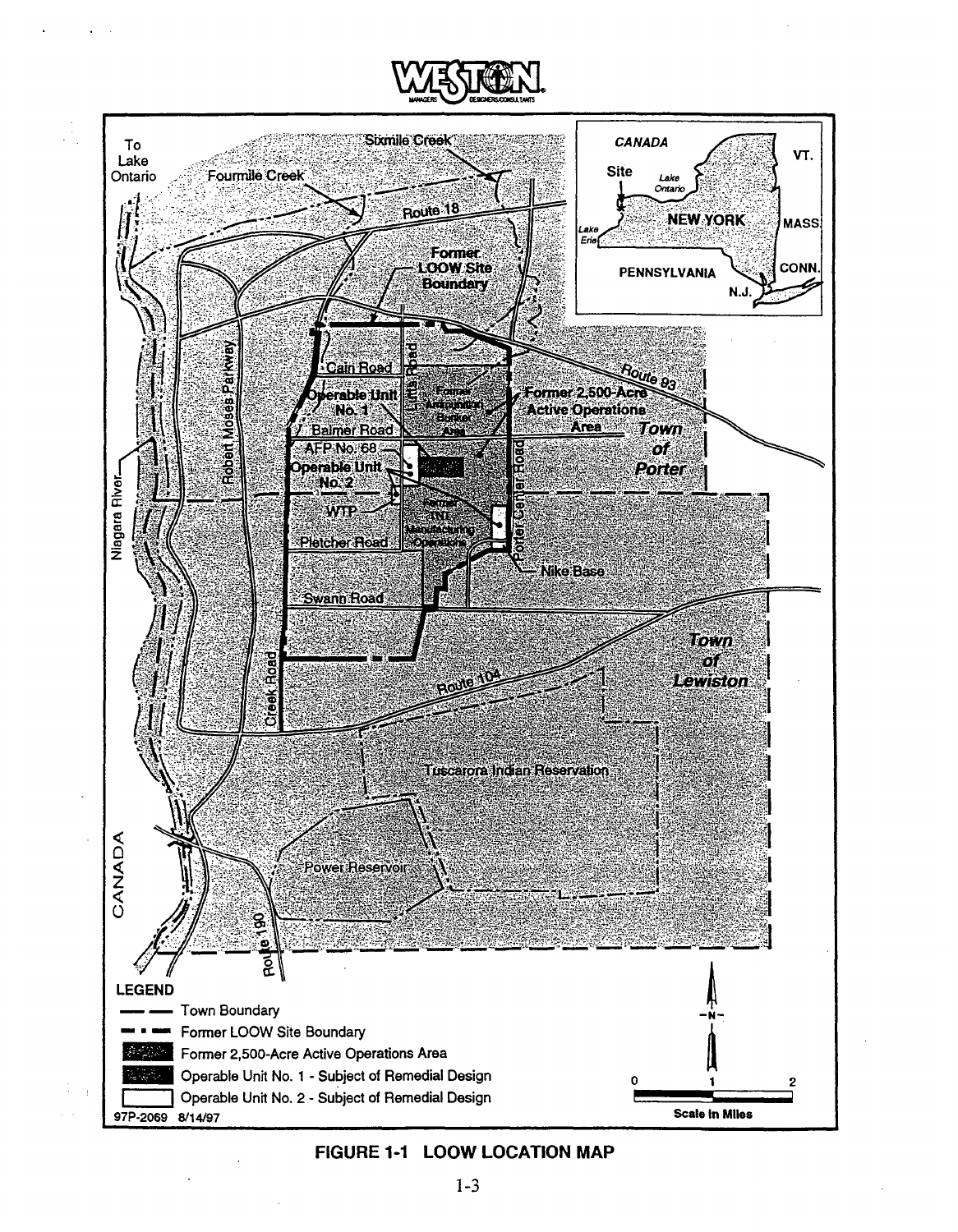**FIGURE 1-1 LOOW LOCATION MAP**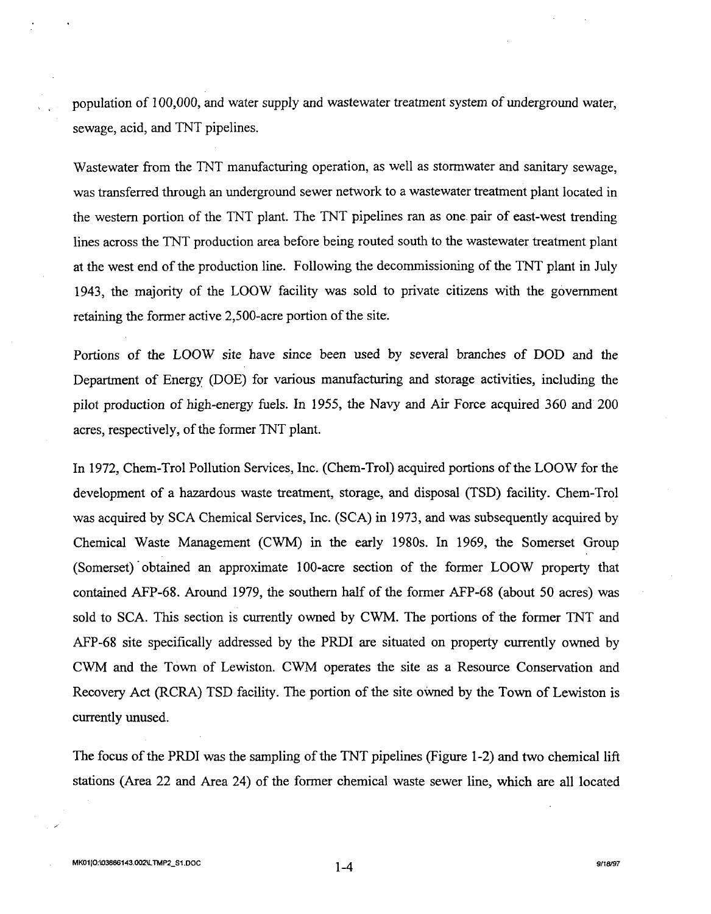population of 100,000, and water supply and wastewater treatment system of underground water, sewage, acid, and TNT pipelines.

Wastewater from the TNT manufacturing operation, as well as stormwater and sanitary sewage, was transferred through an underground sewer network to a wastewater treatment plant located in the western portion of the TNT plant. The TNT pipelines ran as one pair of east-west trending lines across the TNT production area before being routed south to the wastewater treatment plant at the west end of the production line. Following the decommissioning of the TNT plant in July 1943, the majority of the LOOW facility was sold to private citizens with the government retaining the former active 2,500-acre portion of the site.

Portions of the LOOW site have since been used by several branches of DOD and the Department of Energy (DOE) for various manufacturing and storage activities, including the pilot production of high-energy fuels. In 1955, the Navy and Air Force acquired 360 and 200 acres, respectively, of the former TNT plant.

In 1972, Chem-Trol Pollution Services, Inc. (Chem-Trol) acquired portions of the LOOW for the development of a hazardous waste treatment, storage, and disposal (TSD) facility. Chem-Trol was acquired by SCA Chemical Services, Inc. (SCA) in 1973, and was subsequently acquired by Chemical Waste Management (CWM) in the early 1980s. In 1969, the Somerset Group (Somerset) obtained an approximate 100-acre section of the former LOOW property that contained AFP-68. Around 1979, the southern half of the former AFP-68 (about 50 acres) was sold to SCA. This section is currently owned by CWM. The portions of the former TNT and AFP-68 site specifically addressed by the PRDI are situated on property currently owned by CWM and the Town of Lewiston. CWM operates the site as a Resource Conservation and Recovery Act (RCRA) TSD facility. The portion of the site owned by the Town of Lewiston is currently unused.

The focus of the PRDI was the sampling of the TNT pipelines (Figure 1-2) and two chemical lift stations (Area 22 and Area 24) of the former chemical waste sewer line, which are all located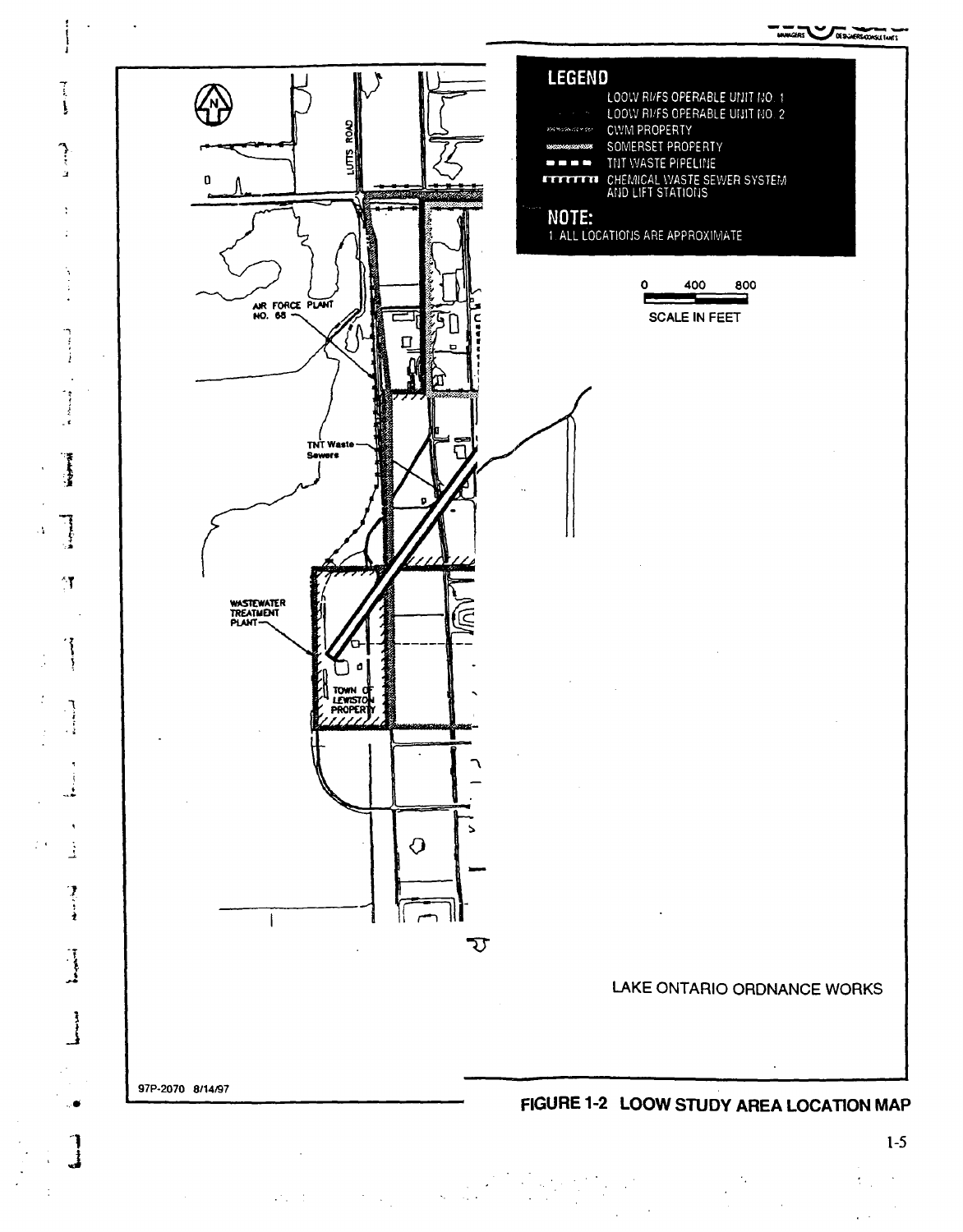**LEGEND**

- LOOW RI/FS OPERABLE UNIT NO. 1
- LOOW RI/FS OPERABLE UNIT NO. 2
- CWM PROPERTY
- SOMERSET PROPERTY
- TNT WASTE PIPELINE
- CHEMICAL WASTE SEWER SYSTEM AND LIFT STATIONS

**NOTE:**

1. ALL LOCATIONS ARE APPROXIMATE

0 400 800

SCALE IN FEET

LUTTS ROAD

AIR FORCE PLANT NO. 68

TNT Waste Sewers

WASTEWATER TREATMENT PLANT

TOWN OF LEWISTON PROPERTY

LAKE ONTARIO ORDNANCE WORKS

97P-2070 8/14/97

**FIGURE 1-2 LOOW STUDY AREA LOCATION MAP**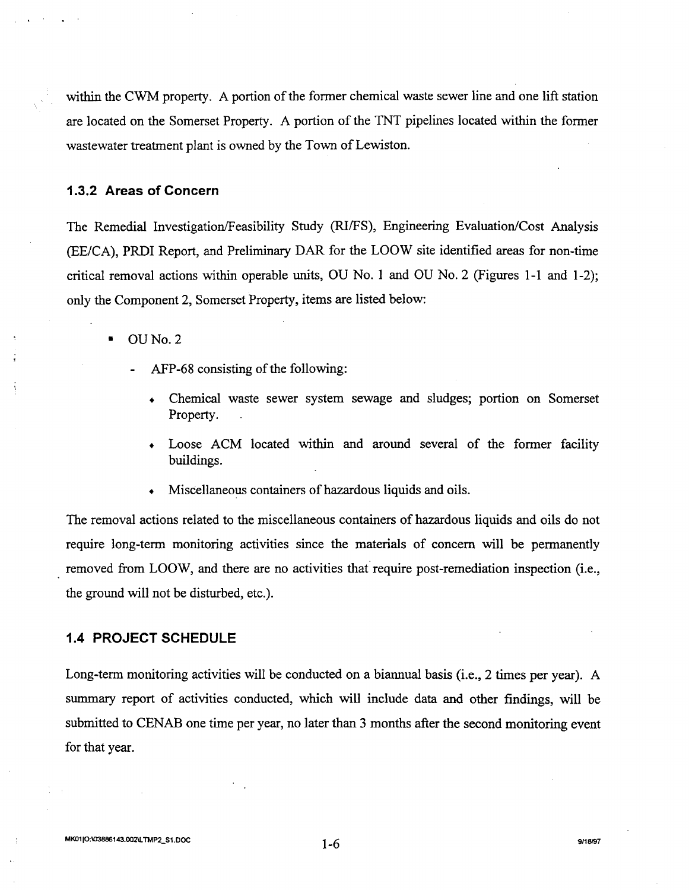within the CWM property. A portion of the former chemical waste sewer line and one lift station are located on the Somerset Property. A portion of the TNT pipelines located within the former wastewater treatment plant is owned by the Town of Lewiston.

### 1.3.2 Areas of Concern

The Remedial Investigation/Feasibility Study (RI/FS), Engineering Evaluation/Cost Analysis (EE/CA), PRDI Report, and Preliminary DAR for the LOOW site identified areas for non-time critical removal actions within operable units, OU No. 1 and OU No. 2 (Figures 1-1 and 1-2); only the Component 2, Somerset Property, items are listed below:

- OU No. 2
  - AFP-68 consisting of the following:
    - Chemical waste sewer system sewage and sludges; portion on Somerset Property.
    - Loose ACM located within and around several of the former facility buildings.
    - Miscellaneous containers of hazardous liquids and oils.

The removal actions related to the miscellaneous containers of hazardous liquids and oils do not require long-term monitoring activities since the materials of concern will be permanently removed from LOOW, and there are no activities that require post-remediation inspection (i.e., the ground will not be disturbed, etc.).

### 1.4 PROJECT SCHEDULE

Long-term monitoring activities will be conducted on a biannual basis (i.e., 2 times per year). A summary report of activities conducted, which will include data and other findings, will be submitted to CENAB one time per year, no later than 3 months after the second monitoring event for that year.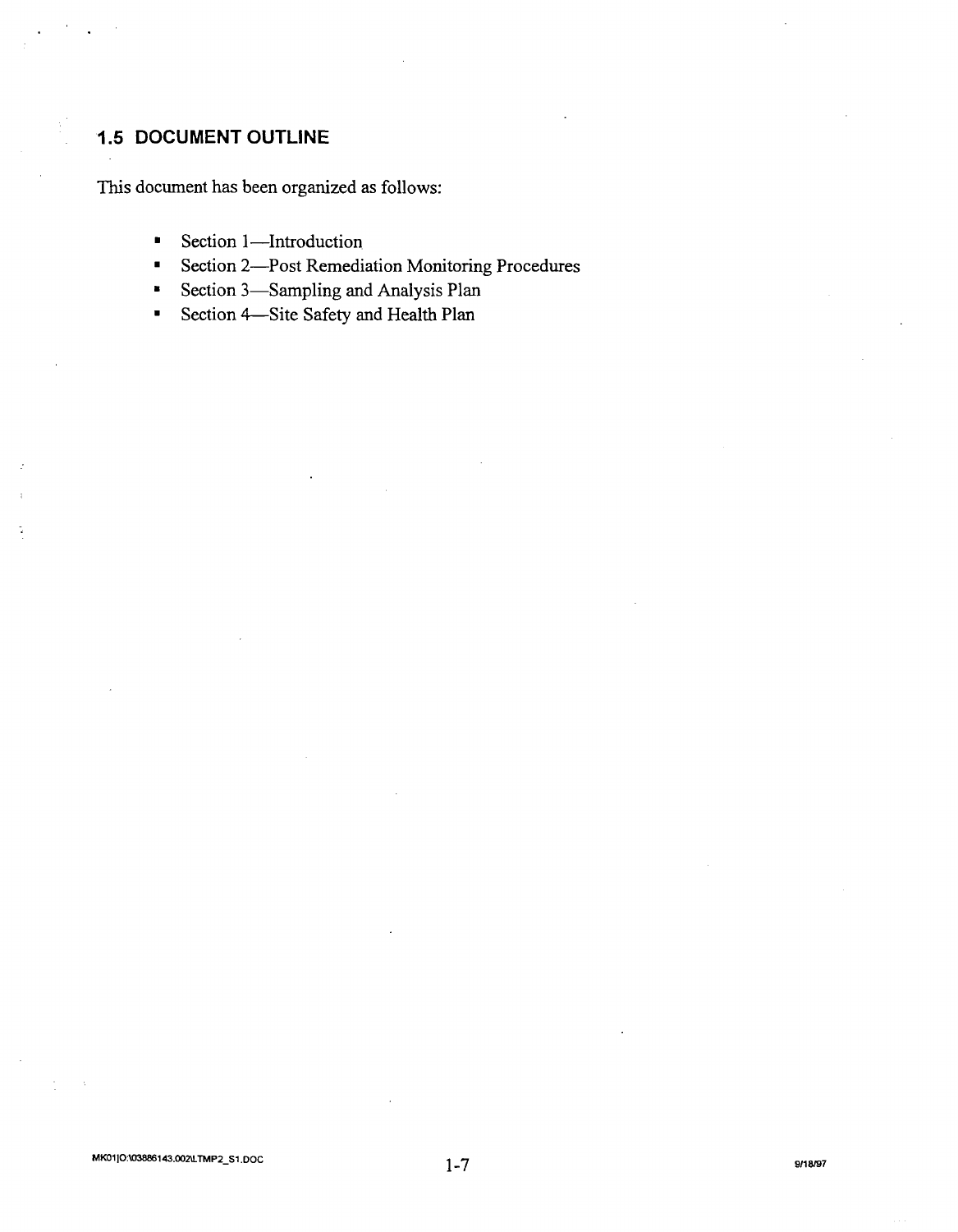## 1.5 DOCUMENT OUTLINE

This document has been organized as follows:

- Section 1—Introduction
- Section 2—Post Remediation Monitoring Procedures
- Section 3—Sampling and Analysis Plan
- Section 4—Site Safety and Health Plan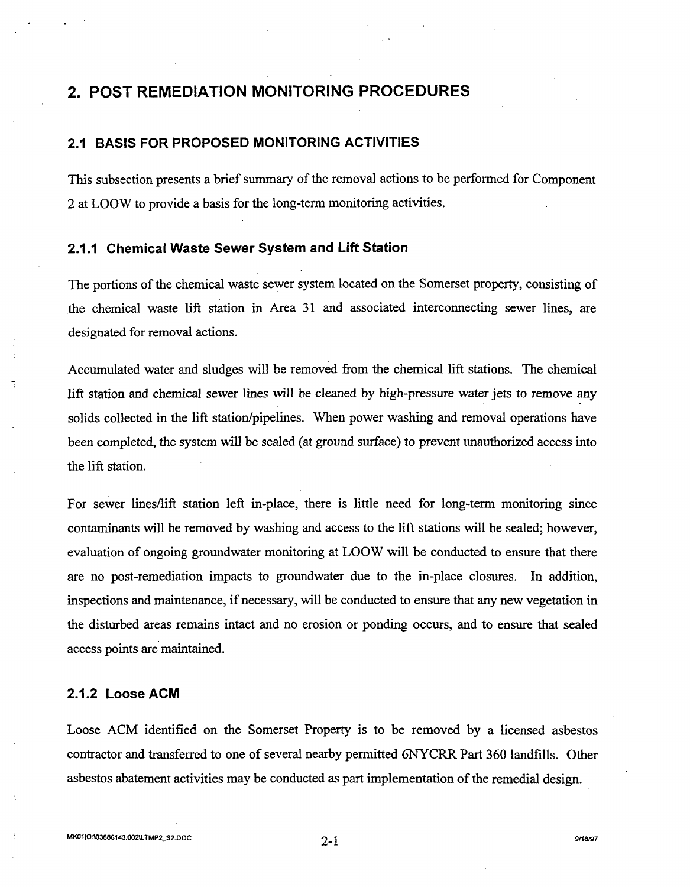# 2. POST REMEDIATION MONITORING PROCEDURES

## 2.1 BASIS FOR PROPOSED MONITORING ACTIVITIES

This subsection presents a brief summary of the removal actions to be performed for Component 2 at LOOW to provide a basis for the long-term monitoring activities.

### 2.1.1 Chemical Waste Sewer System and Lift Station

The portions of the chemical waste sewer system located on the Somerset property, consisting of the chemical waste lift station in Area 31 and associated interconnecting sewer lines, are designated for removal actions.

Accumulated water and sludges will be removed from the chemical lift stations. The chemical lift station and chemical sewer lines will be cleaned by high-pressure water jets to remove any solids collected in the lift station/pipelines. When power washing and removal operations have been completed, the system will be sealed (at ground surface) to prevent unauthorized access into the lift station.

For sewer lines/lift station left in-place, there is little need for long-term monitoring since contaminants will be removed by washing and access to the lift stations will be sealed; however, evaluation of ongoing groundwater monitoring at LOOW will be conducted to ensure that there are no post-remediation impacts to groundwater due to the in-place closures. In addition, inspections and maintenance, if necessary, will be conducted to ensure that any new vegetation in the disturbed areas remains intact and no erosion or ponding occurs, and to ensure that sealed access points are maintained.

### 2.1.2 Loose ACM

Loose ACM identified on the Somerset Property is to be removed by a licensed asbestos contractor and transferred to one of several nearby permitted 6NYCRR Part 360 landfills. Other asbestos abatement activities may be conducted as part implementation of the remedial design.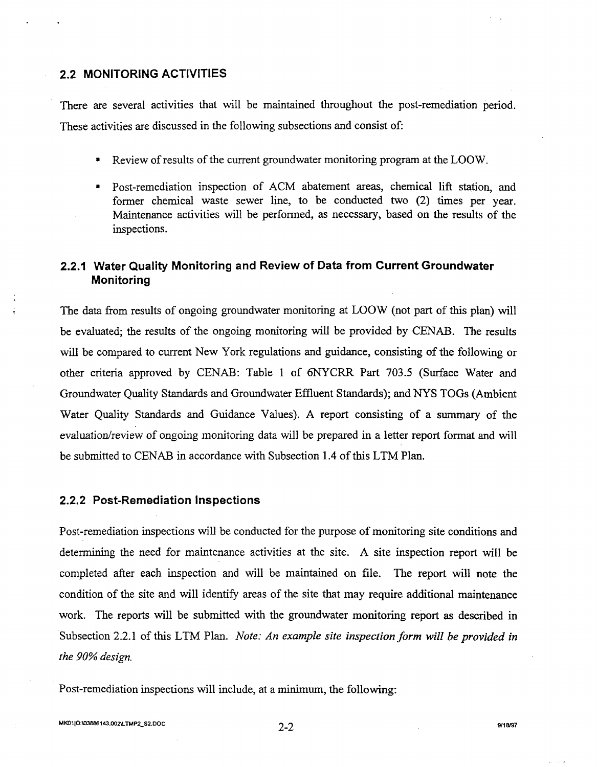## 2.2 MONITORING ACTIVITIES

There are several activities that will be maintained throughout the post-remediation period. These activities are discussed in the following subsections and consist of:

- Review of results of the current groundwater monitoring program at the LOOW.
- Post-remediation inspection of ACM abatement areas, chemical lift station, and former chemical waste sewer line, to be conducted two (2) times per year. Maintenance activities will be performed, as necessary, based on the results of the inspections.

### 2.2.1 Water Quality Monitoring and Review of Data from Current Groundwater Monitoring

The data from results of ongoing groundwater monitoring at LOOW (not part of this plan) will be evaluated; the results of the ongoing monitoring will be provided by CENAB. The results will be compared to current New York regulations and guidance, consisting of the following or other criteria approved by CENAB: Table 1 of 6NYCRR Part 703.5 (Surface Water and Groundwater Quality Standards and Groundwater Effluent Standards); and NYS TOGs (Ambient Water Quality Standards and Guidance Values). A report consisting of a summary of the evaluation/review of ongoing monitoring data will be prepared in a letter report format and will be submitted to CENAB in accordance with Subsection 1.4 of this LTM Plan.

### 2.2.2 Post-Remediation Inspections

Post-remediation inspections will be conducted for the purpose of monitoring site conditions and determining the need for maintenance activities at the site. A site inspection report will be completed after each inspection and will be maintained on file. The report will note the condition of the site and will identify areas of the site that may require additional maintenance work. The reports will be submitted with the groundwater monitoring report as described in Subsection 2.2.1 of this LTM Plan. *Note: An example site inspection form will be provided in the 90% design.*

Post-remediation inspections will include, at a minimum, the following: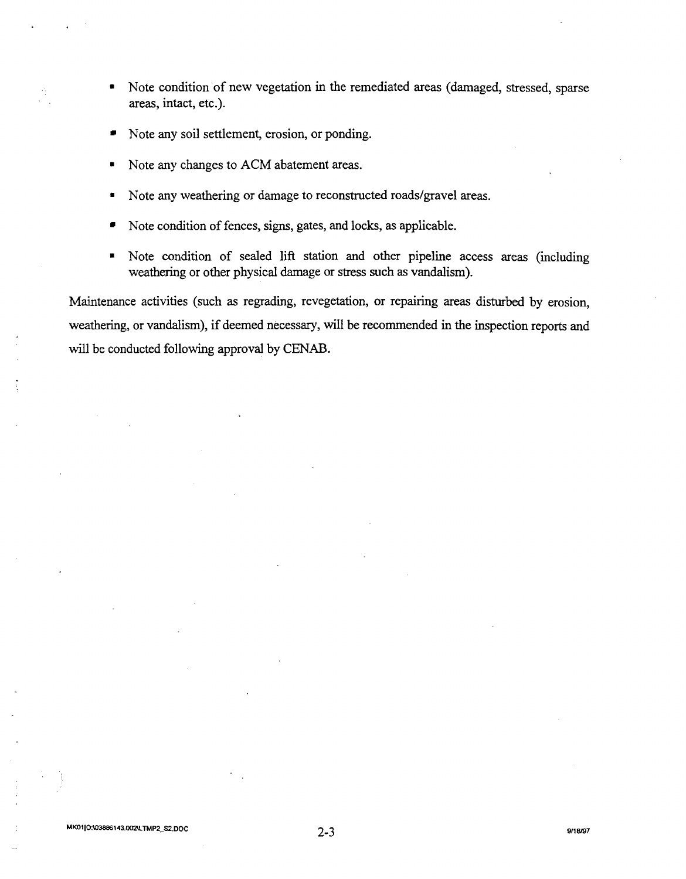- Note condition of new vegetation in the remediated areas (damaged, stressed, sparse areas, intact, etc.).
- Note any soil settlement, erosion, or ponding.
- Note any changes to ACM abatement areas.
- Note any weathering or damage to reconstructed roads/gravel areas.
- Note condition of fences, signs, gates, and locks, as applicable.
- Note condition of sealed lift station and other pipeline access areas (including weathering or other physical damage or stress such as vandalism).

Maintenance activities (such as regrading, revegetation, or repairing areas disturbed by erosion, weathering, or vandalism), if deemed necessary, will be recommended in the inspection reports and will be conducted following approval by CENAB.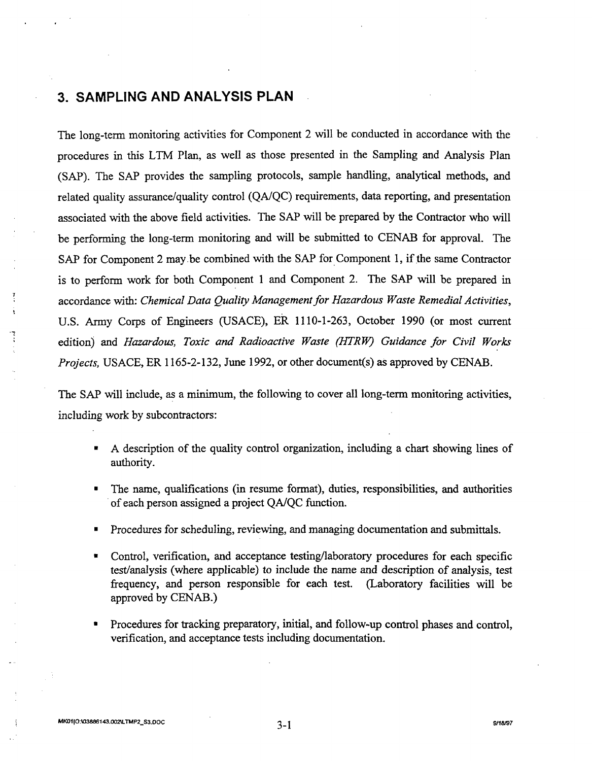# 3. SAMPLING AND ANALYSIS PLAN

The long-term monitoring activities for Component 2 will be conducted in accordance with the procedures in this LTM Plan, as well as those presented in the Sampling and Analysis Plan (SAP). The SAP provides the sampling protocols, sample handling, analytical methods, and related quality assurance/quality control (QA/QC) requirements, data reporting, and presentation associated with the above field activities. The SAP will be prepared by the Contractor who will be performing the long-term monitoring and will be submitted to CENAB for approval. The SAP for Component 2 may be combined with the SAP for Component 1, if the same Contractor is to perform work for both Component 1 and Component 2. The SAP will be prepared in accordance with: *Chemical Data Quality Management for Hazardous Waste Remedial Activities*, U.S. Army Corps of Engineers (USACE), ER 1110-1-263, October 1990 (or most current edition) and *Hazardous, Toxic and Radioactive Waste (HTRW) Guidance for Civil Works Projects,* USACE, ER 1165-2-132, June 1992, or other document(s) as approved by CENAB.

The SAP will include, as a minimum, the following to cover all long-term monitoring activities, including work by subcontractors:

- A description of the quality control organization, including a chart showing lines of authority.
- The name, qualifications (in resume format), duties, responsibilities, and authorities of each person assigned a project QA/QC function.
- Procedures for scheduling, reviewing, and managing documentation and submittals.
- Control, verification, and acceptance testing/laboratory procedures for each specific test/analysis (where applicable) to include the name and description of analysis, test frequency, and person responsible for each test. (Laboratory facilities will be approved by CENAB.)
- Procedures for tracking preparatory, initial, and follow-up control phases and control, verification, and acceptance tests including documentation.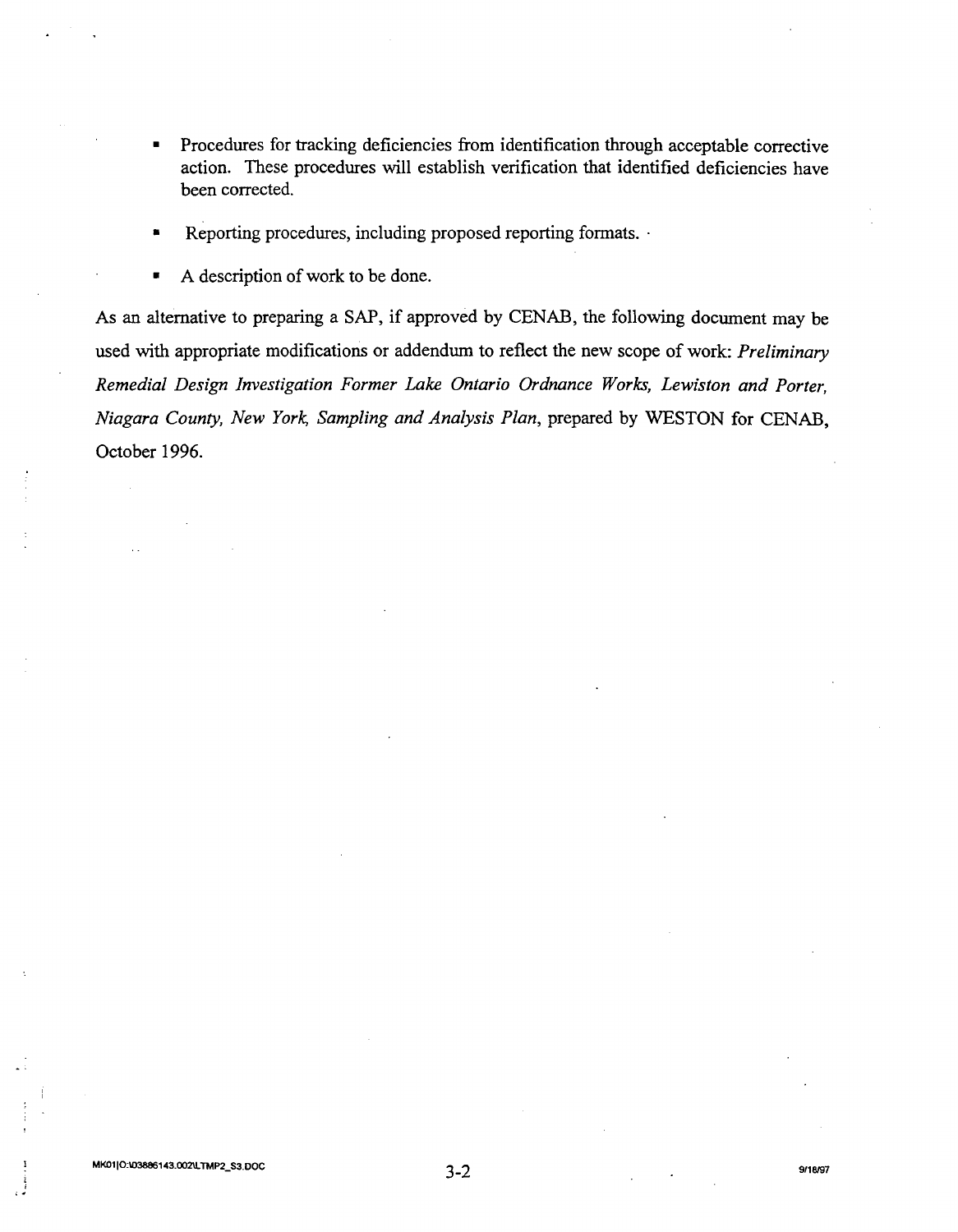- Procedures for tracking deficiencies from identification through acceptable corrective action. These procedures will establish verification that identified deficiencies have been corrected.

- Reporting procedures, including proposed reporting formats.

- A description of work to be done.

As an alternative to preparing a SAP, if approved by CENAB, the following document may be used with appropriate modifications or addendum to reflect the new scope of work: *Preliminary Remedial Design Investigation Former Lake Ontario Ordnance Works, Lewiston and Porter, Niagara County, New York, Sampling and Analysis Plan*, prepared by WESTON for CENAB, October 1996.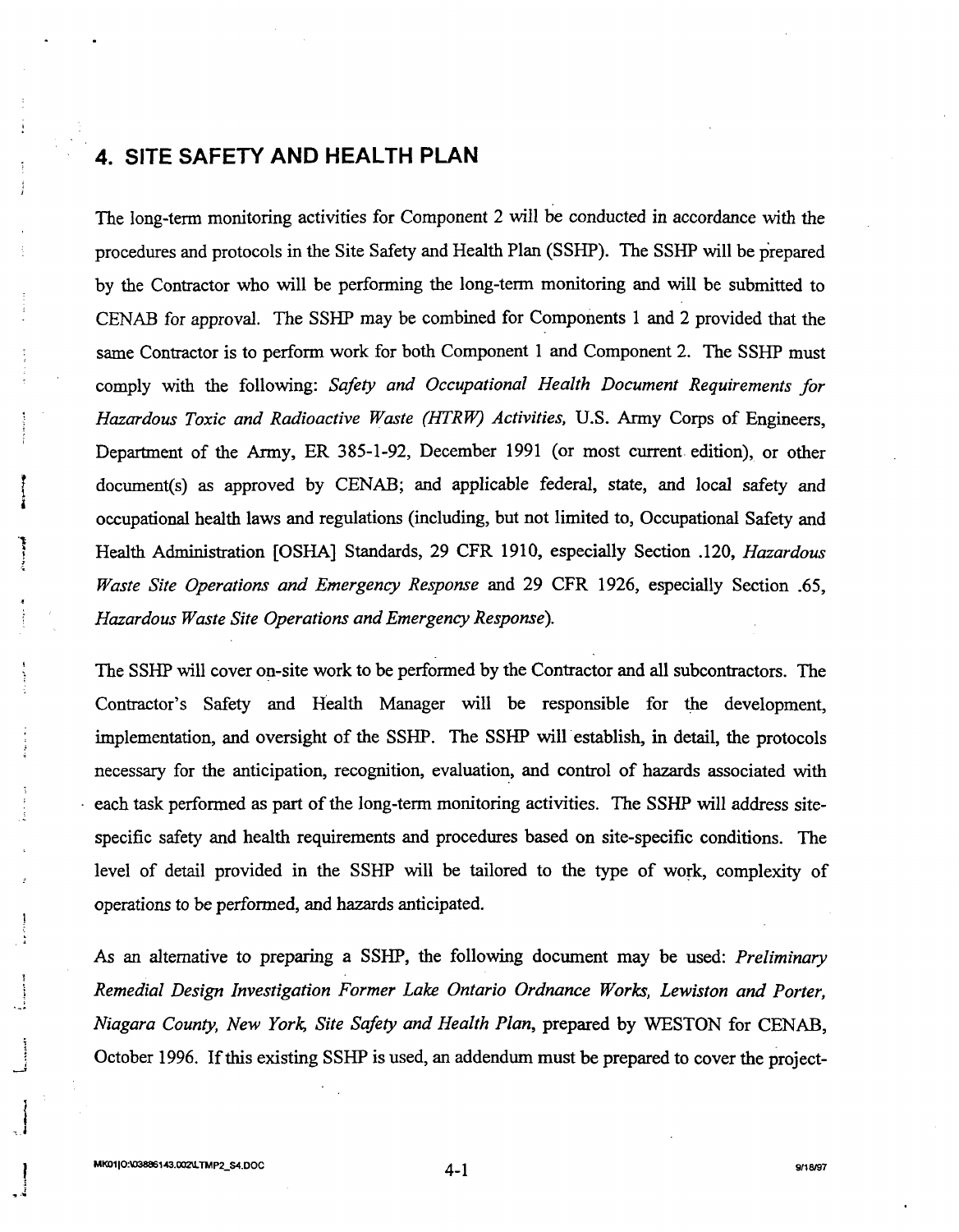# 4. SITE SAFETY AND HEALTH PLAN

The long-term monitoring activities for Component 2 will be conducted in accordance with the procedures and protocols in the Site Safety and Health Plan (SSHP). The SSHP will be prepared by the Contractor who will be performing the long-term monitoring and will be submitted to CENAB for approval. The SSHP may be combined for Components 1 and 2 provided that the same Contractor is to perform work for both Component 1 and Component 2. The SSHP must comply with the following: *Safety and Occupational Health Document Requirements for Hazardous Toxic and Radioactive Waste (HTRW) Activities,* U.S. Army Corps of Engineers, Department of the Army, ER 385-1-92, December 1991 (or most current edition), or other document(s) as approved by CENAB; and applicable federal, state, and local safety and occupational health laws and regulations (including, but not limited to, Occupational Safety and Health Administration [OSHA] Standards, 29 CFR 1910, especially Section .120, *Hazardous Waste Site Operations and Emergency Response* and 29 CFR 1926, especially Section .65, *Hazardous Waste Site Operations and Emergency Response*).

The SSHP will cover on-site work to be performed by the Contractor and all subcontractors. The Contractor's Safety and Health Manager will be responsible for the development, implementation, and oversight of the SSHP. The SSHP will establish, in detail, the protocols necessary for the anticipation, recognition, evaluation, and control of hazards associated with each task performed as part of the long-term monitoring activities. The SSHP will address site-specific safety and health requirements and procedures based on site-specific conditions. The level of detail provided in the SSHP will be tailored to the type of work, complexity of operations to be performed, and hazards anticipated.

As an alternative to preparing a SSHP, the following document may be used: *Preliminary Remedial Design Investigation Former Lake Ontario Ordnance Works, Lewiston and Porter, Niagara County, New York, Site Safety and Health Plan*, prepared by WESTON for CENAB, October 1996. If this existing SSHP is used, an addendum must be prepared to cover the project-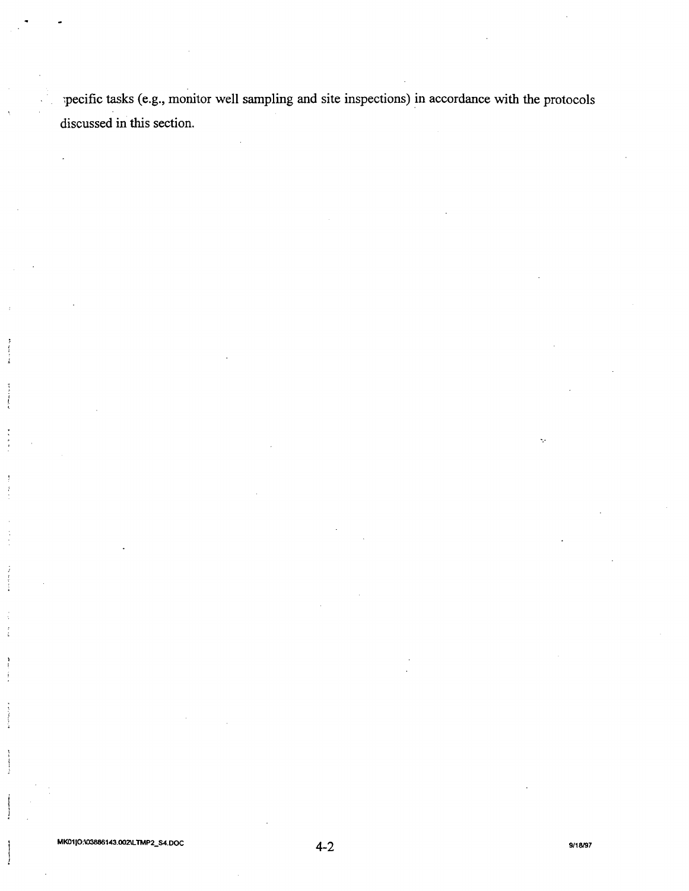specific tasks (e.g., monitor well sampling and site inspections) in accordance with the protocols discussed in this section.